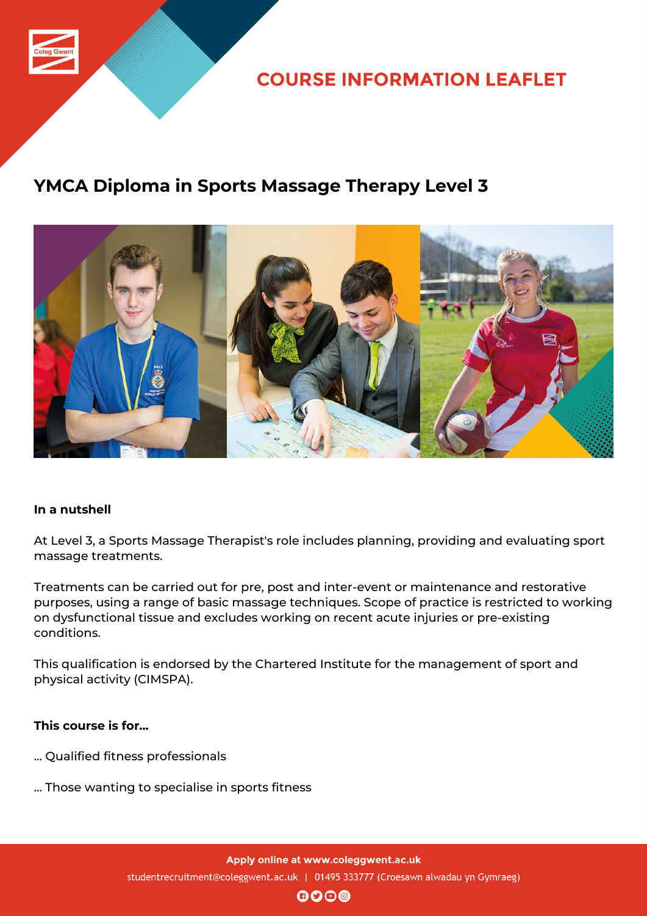COURSE INFORMATION LEAFLET

# YMCA Diploma in Sports Massage Therapy Level 3

**In a nutshell**

At Level 3, a Sports Massage Therapist's role includes planning, providing and evaluating sport massage treatments.

Treatments can be carried out for pre, post and inter-event or maintenance and restorative purposes, using a range of basic massage techniques. Scope of practice is restricted to working on dysfunctional tissue and excludes working on recent acute injuries or pre-existing conditions.

This qualification is endorsed by the Chartered Institute for the management of sport and physical activity (CIMSPA).

**This course is for...**

... Qualified fitness professionals

... Those wanting to specialise in sports fitness

**Apply online at www.coleggwent.ac.uk**

studentrecruitment@coleggwent.ac.uk | 01495 333777 (Croesawn alwadau yn Gymraeg)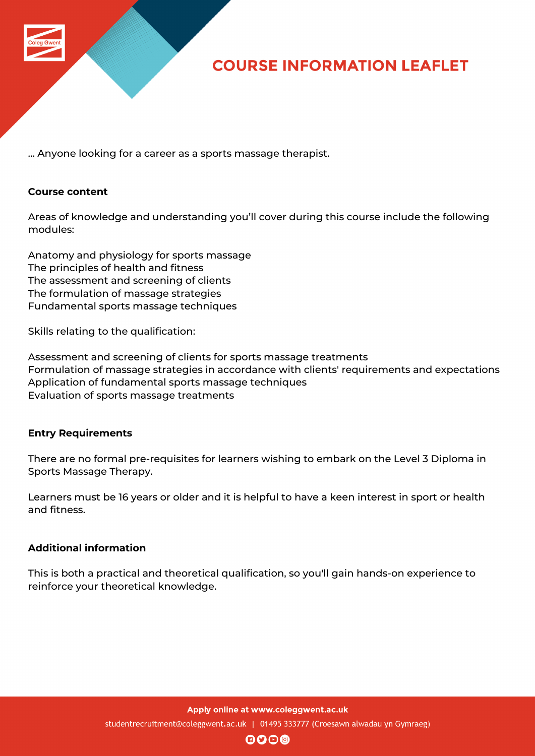… Anyone looking for a career as a sports massage therapist.

**Course content**

Areas of knowledge and understanding you'll cover during this course include the following modules:

Anatomy and physiology for sports massage
The principles of health and fitness
The assessment and screening of clients
The formulation of massage strategies
Fundamental sports massage techniques

Skills relating to the qualification:

Assessment and screening of clients for sports massage treatments
Formulation of massage strategies in accordance with clients' requirements and expectations
Application of fundamental sports massage techniques
Evaluation of sports massage treatments

**Entry Requirements**

There are no formal pre-requisites for learners wishing to embark on the Level 3 Diploma in Sports Massage Therapy.

Learners must be 16 years or older and it is helpful to have a keen interest in sport or health and fitness.

**Additional information**

This is both a practical and theoretical qualification, so you'll gain hands-on experience to reinforce your theoretical knowledge.